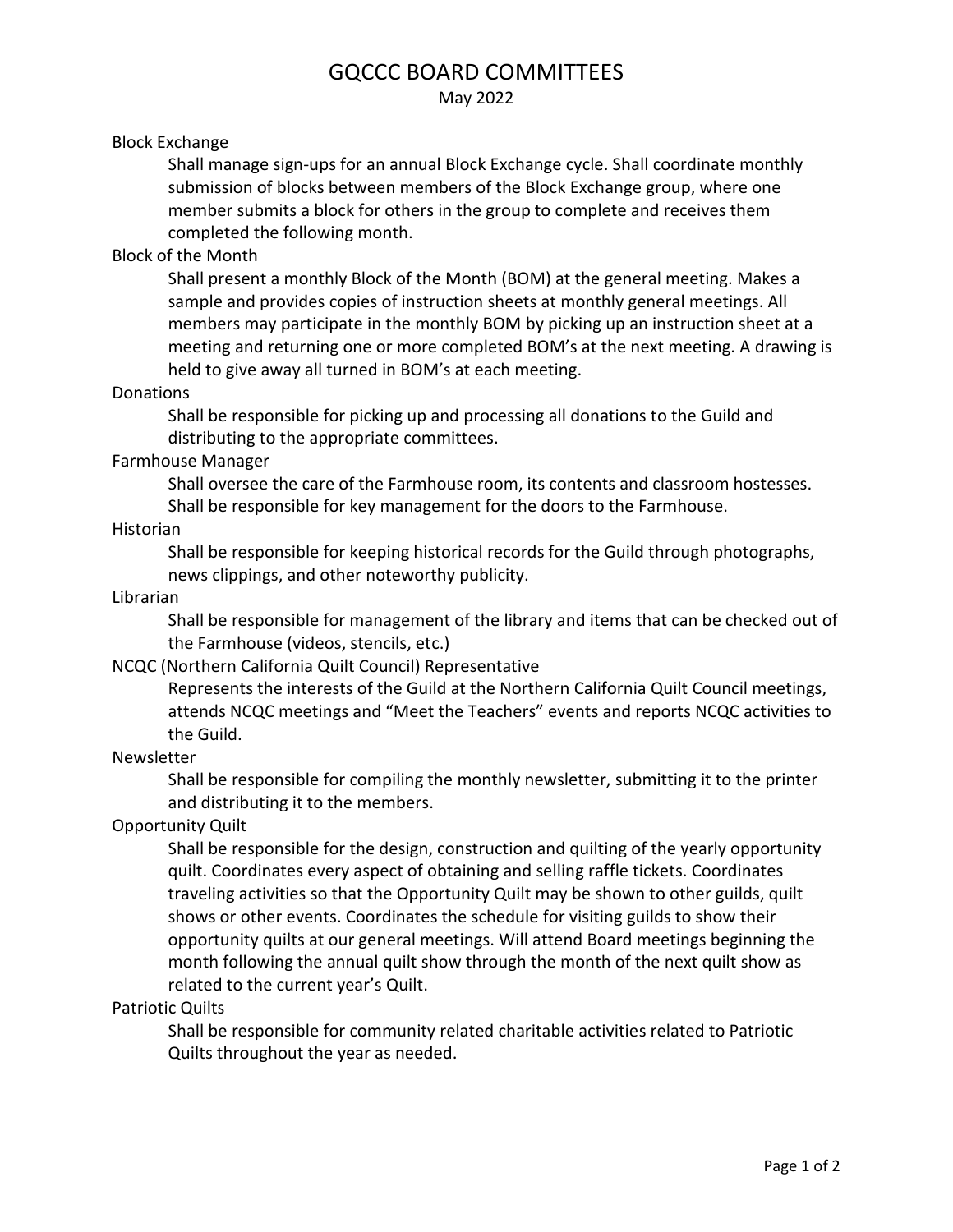# GQCCC BOARD COMMITTEES

May 2022

### Block Exchange

Shall manage sign-ups for an annual Block Exchange cycle. Shall coordinate monthly submission of blocks between members of the Block Exchange group, where one member submits a block for others in the group to complete and receives them completed the following month.

### Block of the Month

Shall present a monthly Block of the Month (BOM) at the general meeting. Makes a sample and provides copies of instruction sheets at monthly general meetings. All members may participate in the monthly BOM by picking up an instruction sheet at a meeting and returning one or more completed BOM's at the next meeting. A drawing is held to give away all turned in BOM's at each meeting.

### Donations

Shall be responsible for picking up and processing all donations to the Guild and distributing to the appropriate committees.

### Farmhouse Manager

Shall oversee the care of the Farmhouse room, its contents and classroom hostesses. Shall be responsible for key management for the doors to the Farmhouse.

### Historian

Shall be responsible for keeping historical records for the Guild through photographs, news clippings, and other noteworthy publicity.

### Librarian

Shall be responsible for management of the library and items that can be checked out of the Farmhouse (videos, stencils, etc.)

### NCQC (Northern California Quilt Council) Representative

Represents the interests of the Guild at the Northern California Quilt Council meetings, attends NCQC meetings and "Meet the Teachers" events and reports NCQC activities to the Guild.

### Newsletter

Shall be responsible for compiling the monthly newsletter, submitting it to the printer and distributing it to the members.

### Opportunity Quilt

Shall be responsible for the design, construction and quilting of the yearly opportunity quilt. Coordinates every aspect of obtaining and selling raffle tickets. Coordinates traveling activities so that the Opportunity Quilt may be shown to other guilds, quilt shows or other events. Coordinates the schedule for visiting guilds to show their opportunity quilts at our general meetings. Will attend Board meetings beginning the month following the annual quilt show through the month of the next quilt show as related to the current year's Quilt.

### Patriotic Quilts

Shall be responsible for community related charitable activities related to Patriotic Quilts throughout the year as needed.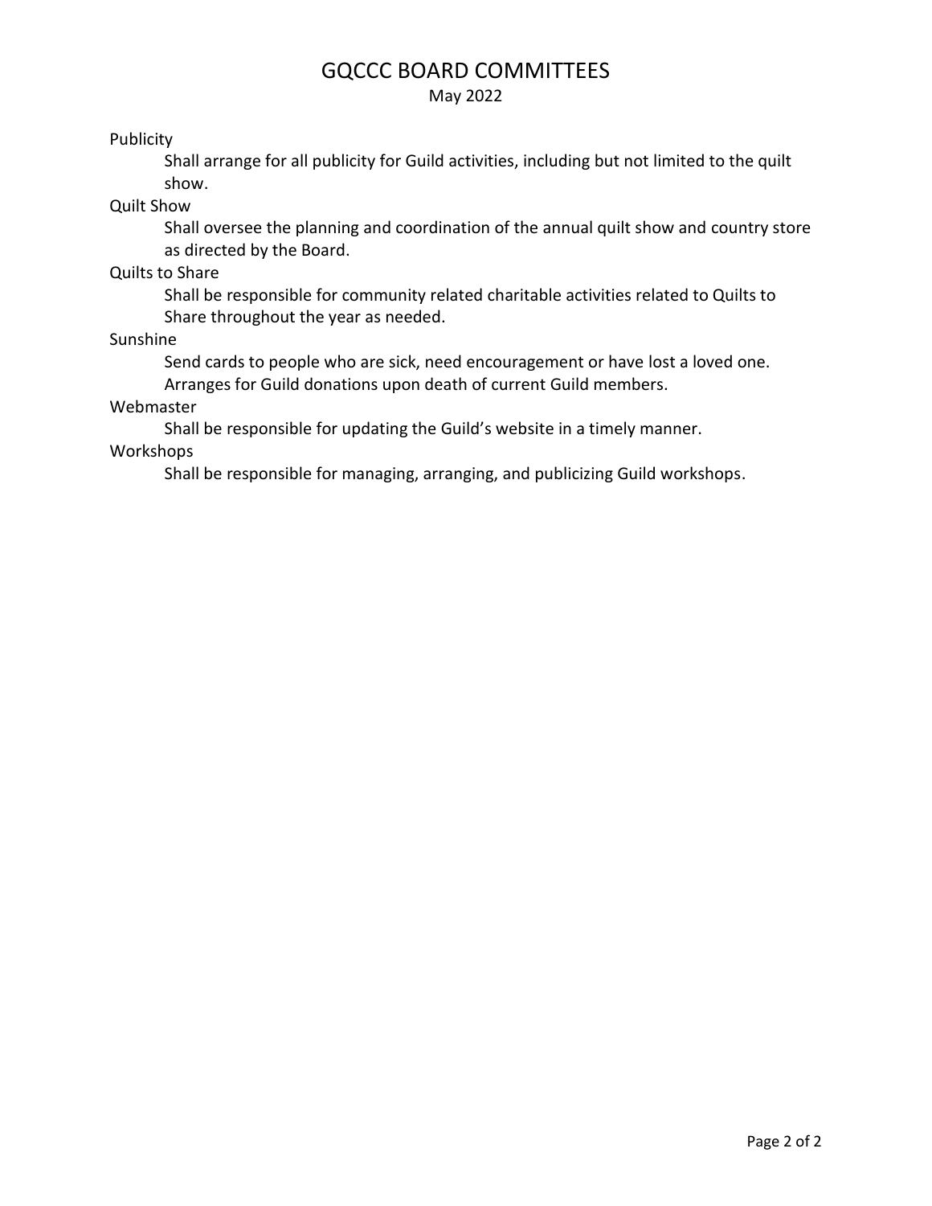# GQCCC BOARD COMMITTEES

May 2022

Publicity

Shall arrange for all publicity for Guild activities, including but not limited to the quilt show.

Quilt Show

Shall oversee the planning and coordination of the annual quilt show and country store as directed by the Board.

Quilts to Share

Shall be responsible for community related charitable activities related to Quilts to Share throughout the year as needed.

Sunshine

Send cards to people who are sick, need encouragement or have lost a loved one. Arranges for Guild donations upon death of current Guild members.

Webmaster

Shall be responsible for updating the Guild's website in a timely manner.

Workshops

Shall be responsible for managing, arranging, and publicizing Guild workshops.